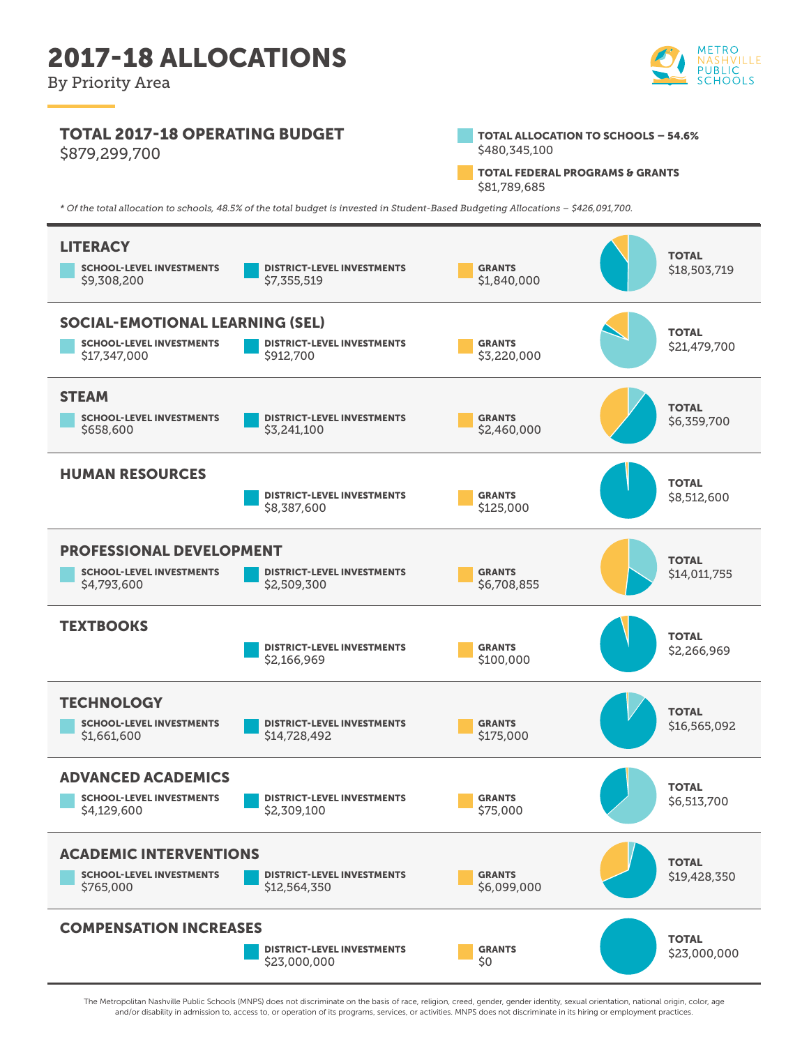# 2017-18 ALLOCATIONS

By Priority Area

## TOTAL 2017-18 OPERATING BUDGET

$879,299,700

**TOTAL ALLOCATION TO SCHOOLS – 54.6%**
$480,345,100

**TOTAL FEDERAL PROGRAMS & GRANTS**
$81,789,685

*\* Of the total allocation to schools, 48.5% of the total budget is invested in Student-Based Budgeting Allocations – $426,091,700.*

| Priority Area | School-Level Investments | District-Level Investments | Grants | Total |
|---|---|---|---|---|
| **LITERACY** | $9,308,200 | $7,355,519 | $1,840,000 | $18,503,719 |
| **SOCIAL-EMOTIONAL LEARNING (SEL)** | $17,347,000 | $912,700 | $3,220,000 | $21,479,700 |
| **STEAM** | $658,600 | $3,241,100 | $2,460,000 | $6,359,700 |
| **HUMAN RESOURCES** | | $8,387,600 | $125,000 | $8,512,600 |
| **PROFESSIONAL DEVELOPMENT** | $4,793,600 | $2,509,300 | $6,708,855 | $14,011,755 |
| **TEXTBOOKS** | | $2,166,969 | $100,000 | $2,266,969 |
| **TECHNOLOGY** | $1,661,600 | $14,728,492 | $175,000 | $16,565,092 |
| **ADVANCED ACADEMICS** | $4,129,600 | $2,309,100 | $75,000 | $6,513,700 |
| **ACADEMIC INTERVENTIONS** | $765,000 | $12,564,350 | $6,099,000 | $19,428,350 |
| **COMPENSATION INCREASES** | | $23,000,000 | $0 | $23,000,000 |

The Metropolitan Nashville Public Schools (MNPS) does not discriminate on the basis of race, religion, creed, gender, gender identity, sexual orientation, national origin, color, age and/or disability in admission to, access to, or operation of its programs, services, or activities. MNPS does not discriminate in its hiring or employment practices.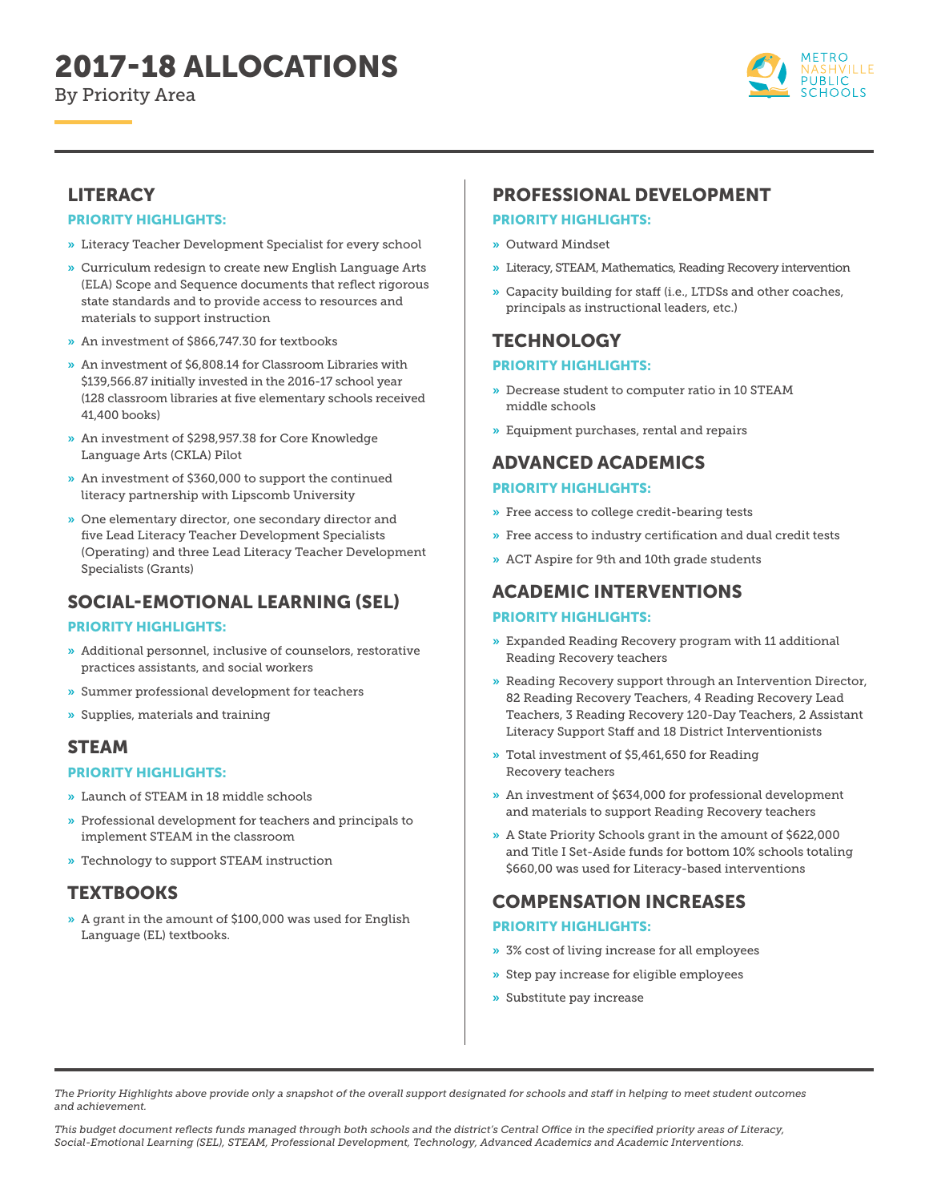# 2017-18 ALLOCATIONS

By Priority Area

METRO NASHVILLE PUBLIC SCHOOLS

## LITERACY

### PRIORITY HIGHLIGHTS:

- Literacy Teacher Development Specialist for every school
- Curriculum redesign to create new English Language Arts (ELA) Scope and Sequence documents that reflect rigorous state standards and to provide access to resources and materials to support instruction
- An investment of $866,747.30 for textbooks
- An investment of $6,808.14 for Classroom Libraries with $139,566.87 initially invested in the 2016-17 school year (128 classroom libraries at five elementary schools received 41,400 books)
- An investment of $298,957.38 for Core Knowledge Language Arts (CKLA) Pilot
- An investment of $360,000 to support the continued literacy partnership with Lipscomb University
- One elementary director, one secondary director and five Lead Literacy Teacher Development Specialists (Operating) and three Lead Literacy Teacher Development Specialists (Grants)

## SOCIAL-EMOTIONAL LEARNING (SEL)

### PRIORITY HIGHLIGHTS:

- Additional personnel, inclusive of counselors, restorative practices assistants, and social workers
- Summer professional development for teachers
- Supplies, materials and training

## STEAM

### PRIORITY HIGHLIGHTS:

- Launch of STEAM in 18 middle schools
- Professional development for teachers and principals to implement STEAM in the classroom
- Technology to support STEAM instruction

## TEXTBOOKS

- A grant in the amount of $100,000 was used for English Language (EL) textbooks.

## PROFESSIONAL DEVELOPMENT

### PRIORITY HIGHLIGHTS:

- Outward Mindset
- Literacy, STEAM, Mathematics, Reading Recovery intervention
- Capacity building for staff (i.e., LTDSs and other coaches, principals as instructional leaders, etc.)

## TECHNOLOGY

### PRIORITY HIGHLIGHTS:

- Decrease student to computer ratio in 10 STEAM middle schools
- Equipment purchases, rental and repairs

## ADVANCED ACADEMICS

### PRIORITY HIGHLIGHTS:

- Free access to college credit-bearing tests
- Free access to industry certification and dual credit tests
- ACT Aspire for 9th and 10th grade students

## ACADEMIC INTERVENTIONS

### PRIORITY HIGHLIGHTS:

- Expanded Reading Recovery program with 11 additional Reading Recovery teachers
- Reading Recovery support through an Intervention Director, 82 Reading Recovery Teachers, 4 Reading Recovery Lead Teachers, 3 Reading Recovery 120-Day Teachers, 2 Assistant Literacy Support Staff and 18 District Interventionists
- Total investment of $5,461,650 for Reading Recovery teachers
- An investment of $634,000 for professional development and materials to support Reading Recovery teachers
- A State Priority Schools grant in the amount of $622,000 and Title I Set-Aside funds for bottom 10% schools totaling $660,00 was used for Literacy-based interventions

## COMPENSATION INCREASES

### PRIORITY HIGHLIGHTS:

- 3% cost of living increase for all employees
- Step pay increase for eligible employees
- Substitute pay increase

*The Priority Highlights above provide only a snapshot of the overall support designated for schools and staff in helping to meet student outcomes and achievement.*

*This budget document reflects funds managed through both schools and the district's Central Office in the specified priority areas of Literacy, Social-Emotional Learning (SEL), STEAM, Professional Development, Technology, Advanced Academics and Academic Interventions.*